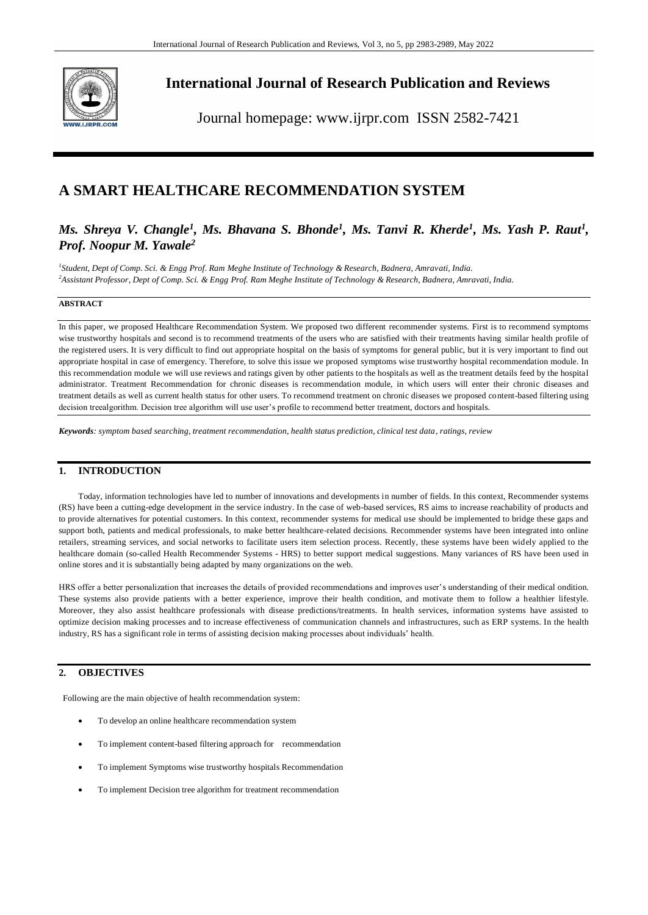# International Journal of Research Publication and Reviews

Journal homepage: www.ijrpr.com ISSN 2582-7421

# A SMART HEALTHCARE RECOMMENDATION SYSTEM

***Ms. Shreya V. Changle[1], Ms. Bhavana S. Bhonde[1], Ms. Tanvi R. Kherde[1], Ms. Yash P. Raut[1], Prof. Noopur M. Yawale[2]***

*[1]Student, Dept of Comp. Sci. & Engg Prof. Ram Meghe Institute of Technology & Research, Badnera, Amravati, India.*
*[2]Assistant Professor, Dept of Comp. Sci. & Engg Prof. Ram Meghe Institute of Technology & Research, Badnera, Amravati, India.*

**ABSTRACT**

In this paper, we proposed Healthcare Recommendation System. We proposed two different recommender systems. First is to recommend symptoms wise trustworthy hospitals and second is to recommend treatments of the users who are satisfied with their treatments having similar health profile of the registered users. It is very difficult to find out appropriate hospital on the basis of symptoms for general public, but it is very important to find out appropriate hospital in case of emergency. Therefore, to solve this issue we proposed symptoms wise trustworthy hospital recommendation module. In this recommendation module we will use reviews and ratings given by other patients to the hospitals as well as the treatment details feed by the hospital administrator. Treatment Recommendation for chronic diseases is recommendation module, in which users will enter their chronic diseases and treatment details as well as current health status for other users. To recommend treatment on chronic diseases we proposed content-based filtering using decision treealgorithm. Decision tree algorithm will use user's profile to recommend better treatment, doctors and hospitals.

***Keywords**: symptom based searching, treatment recommendation, health status prediction, clinical test data, ratings, review*

## 1. INTRODUCTION

Today, information technologies have led to number of innovations and developments in number of fields. In this context, Recommender systems (RS) have been a cutting-edge development in the service industry. In the case of web-based services, RS aims to increase reachability of products and to provide alternatives for potential customers. In this context, recommender systems for medical use should be implemented to bridge these gaps and support both, patients and medical professionals, to make better healthcare-related decisions. Recommender systems have been integrated into online retailers, streaming services, and social networks to facilitate users item selection process. Recently, these systems have been widely applied to the healthcare domain (so-called Health Recommender Systems - HRS) to better support medical suggestions. Many variances of RS have been used in online stores and it is substantially being adapted by many organizations on the web.

HRS offer a better personalization that increases the details of provided recommendations and improves user's understanding of their medical ondition. These systems also provide patients with a better experience, improve their health condition, and motivate them to follow a healthier lifestyle. Moreover, they also assist healthcare professionals with disease predictions/treatments. In health services, information systems have assisted to optimize decision making processes and to increase effectiveness of communication channels and infrastructures, such as ERP systems. In the health industry, RS has a significant role in terms of assisting decision making processes about individuals' health.

## 2. OBJECTIVES

Following are the main objective of health recommendation system:

- To develop an online healthcare recommendation system
- To implement content-based filtering approach for recommendation
- To implement Symptoms wise trustworthy hospitals Recommendation
- To implement Decision tree algorithm for treatment recommendation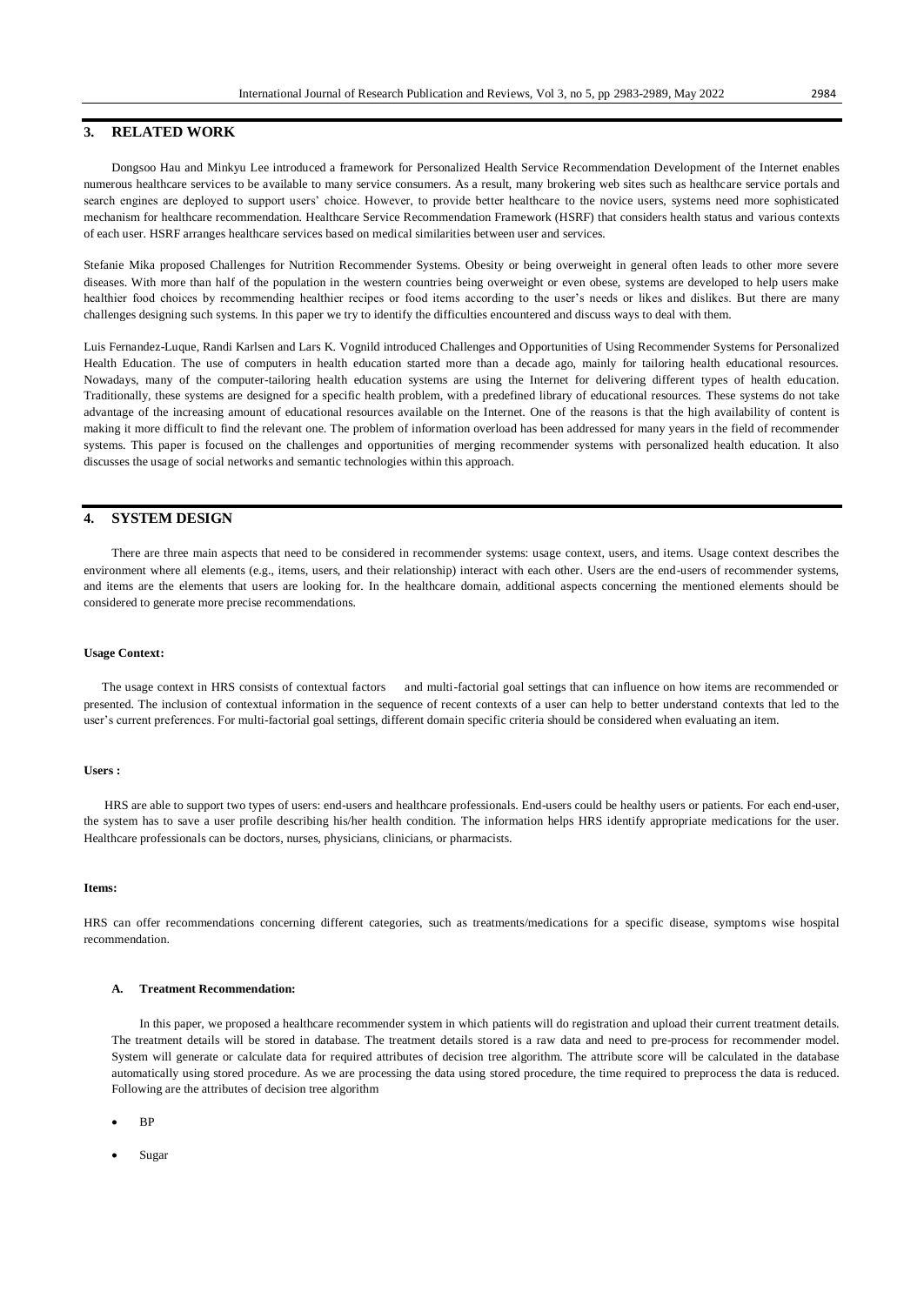## 3. RELATED WORK

Dongsoo Hau and Minkyu Lee introduced a framework for Personalized Health Service Recommendation Development of the Internet enables numerous healthcare services to be available to many service consumers. As a result, many brokering web sites such as healthcare service portals and search engines are deployed to support users' choice. However, to provide better healthcare to the novice users, systems need more sophisticated mechanism for healthcare recommendation. Healthcare Service Recommendation Framework (HSRF) that considers health status and various contexts of each user. HSRF arranges healthcare services based on medical similarities between user and services.

Stefanie Mika proposed Challenges for Nutrition Recommender Systems. Obesity or being overweight in general often leads to other more severe diseases. With more than half of the population in the western countries being overweight or even obese, systems are developed to help users make healthier food choices by recommending healthier recipes or food items according to the user's needs or likes and dislikes. But there are many challenges designing such systems. In this paper we try to identify the difficulties encountered and discuss ways to deal with them.

Luis Fernandez-Luque, Randi Karlsen and Lars K. Vognild introduced Challenges and Opportunities of Using Recommender Systems for Personalized Health Education. The use of computers in health education started more than a decade ago, mainly for tailoring health educational resources. Nowadays, many of the computer-tailoring health education systems are using the Internet for delivering different types of health education. Traditionally, these systems are designed for a specific health problem, with a predefined library of educational resources. These systems do not take advantage of the increasing amount of educational resources available on the Internet. One of the reasons is that the high availability of content is making it more difficult to find the relevant one. The problem of information overload has been addressed for many years in the field of recommender systems. This paper is focused on the challenges and opportunities of merging recommender systems with personalized health education. It also discusses the usage of social networks and semantic technologies within this approach.

## 4. SYSTEM DESIGN

There are three main aspects that need to be considered in recommender systems: usage context, users, and items. Usage context describes the environment where all elements (e.g., items, users, and their relationship) interact with each other. Users are the end-users of recommender systems, and items are the elements that users are looking for. In the healthcare domain, additional aspects concerning the mentioned elements should be considered to generate more precise recommendations.

**Usage Context:**

The usage context in HRS consists of contextual factors and multi-factorial goal settings that can influence on how items are recommended or presented. The inclusion of contextual information in the sequence of recent contexts of a user can help to better understand contexts that led to the user's current preferences. For multi-factorial goal settings, different domain specific criteria should be considered when evaluating an item.

**Users :**

HRS are able to support two types of users: end-users and healthcare professionals. End-users could be healthy users or patients. For each end-user, the system has to save a user profile describing his/her health condition. The information helps HRS identify appropriate medications for the user. Healthcare professionals can be doctors, nurses, physicians, clinicians, or pharmacists.

**Items:**

HRS can offer recommendations concerning different categories, such as treatments/medications for a specific disease, symptoms wise hospital recommendation.

### A. Treatment Recommendation:

In this paper, we proposed a healthcare recommender system in which patients will do registration and upload their current treatment details. The treatment details will be stored in database. The treatment details stored is a raw data and need to pre-process for recommender model. System will generate or calculate data for required attributes of decision tree algorithm. The attribute score will be calculated in the database automatically using stored procedure. As we are processing the data using stored procedure, the time required to preprocess the data is reduced. Following are the attributes of decision tree algorithm

- BP
- Sugar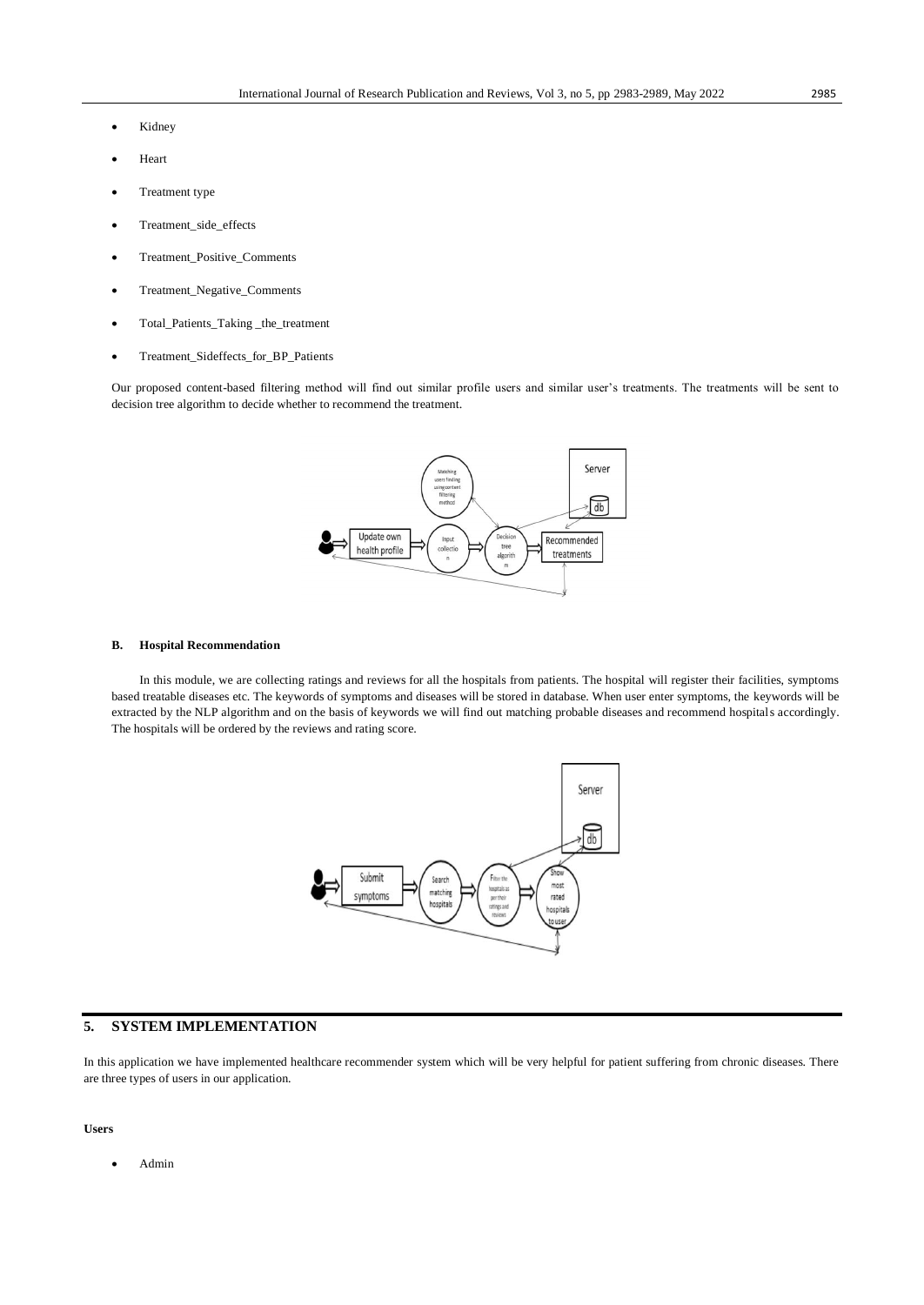- Kidney
- Heart
- Treatment type
- Treatment_side_effects
- Treatment_Positive_Comments
- Treatment_Negative_Comments
- Total_Patients_Taking _the_treatment
- Treatment_Sideffects_for_BP_Patients

Our proposed content-based filtering method will find out similar profile users and similar user's treatments. The treatments will be sent to decision tree algorithm to decide whether to recommend the treatment.

#### B. Hospital Recommendation

In this module, we are collecting ratings and reviews for all the hospitals from patients. The hospital will register their facilities, symptoms based treatable diseases etc. The keywords of symptoms and diseases will be stored in database. When user enter symptoms, the keywords will be extracted by the NLP algorithm and on the basis of keywords we will find out matching probable diseases and recommend hospitals accordingly. The hospitals will be ordered by the reviews and rating score.

## 5. SYSTEM IMPLEMENTATION

In this application we have implemented healthcare recommender system which will be very helpful for patient suffering from chronic diseases. There are three types of users in our application.

**Users**

- Admin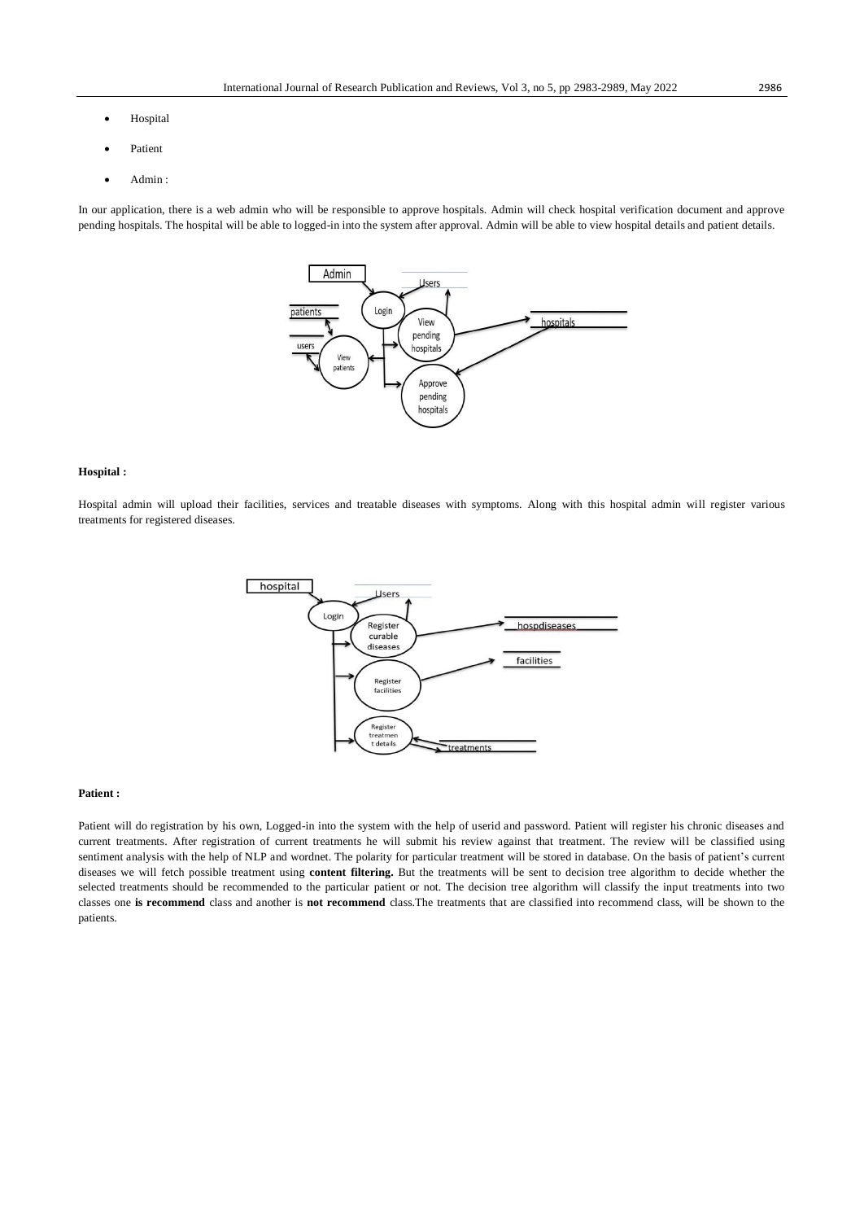- Hospital
- Patient
- Admin :

In our application, there is a web admin who will be responsible to approve hospitals. Admin will check hospital verification document and approve pending hospitals. The hospital will be able to logged-in into the system after approval. Admin will be able to view hospital details and patient details.

**Hospital :**

Hospital admin will upload their facilities, services and treatable diseases with symptoms. Along with this hospital admin will register various treatments for registered diseases.

**Patient :**

Patient will do registration by his own, Logged-in into the system with the help of userid and password. Patient will register his chronic diseases and current treatments. After registration of current treatments he will submit his review against that treatment. The review will be classified using sentiment analysis with the help of NLP and wordnet. The polarity for particular treatment will be stored in database. On the basis of patient's current diseases we will fetch possible treatment using **content filtering.** But the treatments will be sent to decision tree algorithm to decide whether the selected treatments should be recommended to the particular patient or not. The decision tree algorithm will classify the input treatments into two classes one **is recommend** class and another is **not recommend** class.The treatments that are classified into recommend class, will be shown to the patients.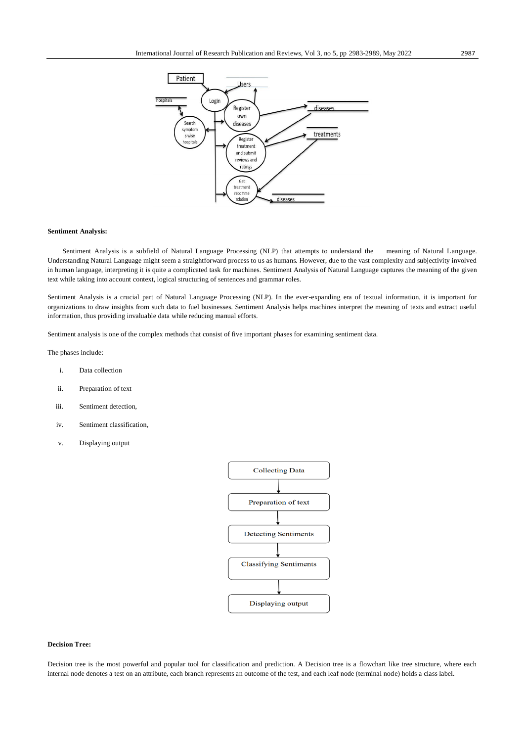**Sentiment Analysis:**

Sentiment Analysis is a subfield of Natural Language Processing (NLP) that attempts to understand the meaning of Natural Language. Understanding Natural Language might seem a straightforward process to us as humans. However, due to the vast complexity and subjectivity involved in human language, interpreting it is quite a complicated task for machines. Sentiment Analysis of Natural Language captures the meaning of the given text while taking into account context, logical structuring of sentences and grammar roles.

Sentiment Analysis is a crucial part of Natural Language Processing (NLP). In the ever-expanding era of textual information, it is important for organizations to draw insights from such data to fuel businesses. Sentiment Analysis helps machines interpret the meaning of texts and extract useful information, thus providing invaluable data while reducing manual efforts.

Sentiment analysis is one of the complex methods that consist of five important phases for examining sentiment data.

The phases include:

i. Data collection

ii. Preparation of text

iii. Sentiment detection,

iv. Sentiment classification,

v. Displaying output

**Decision Tree:**

Decision tree is the most powerful and popular tool for classification and prediction. A Decision tree is a flowchart like tree structure, where each internal node denotes a test on an attribute, each branch represents an outcome of the test, and each leaf node (terminal node) holds a class label.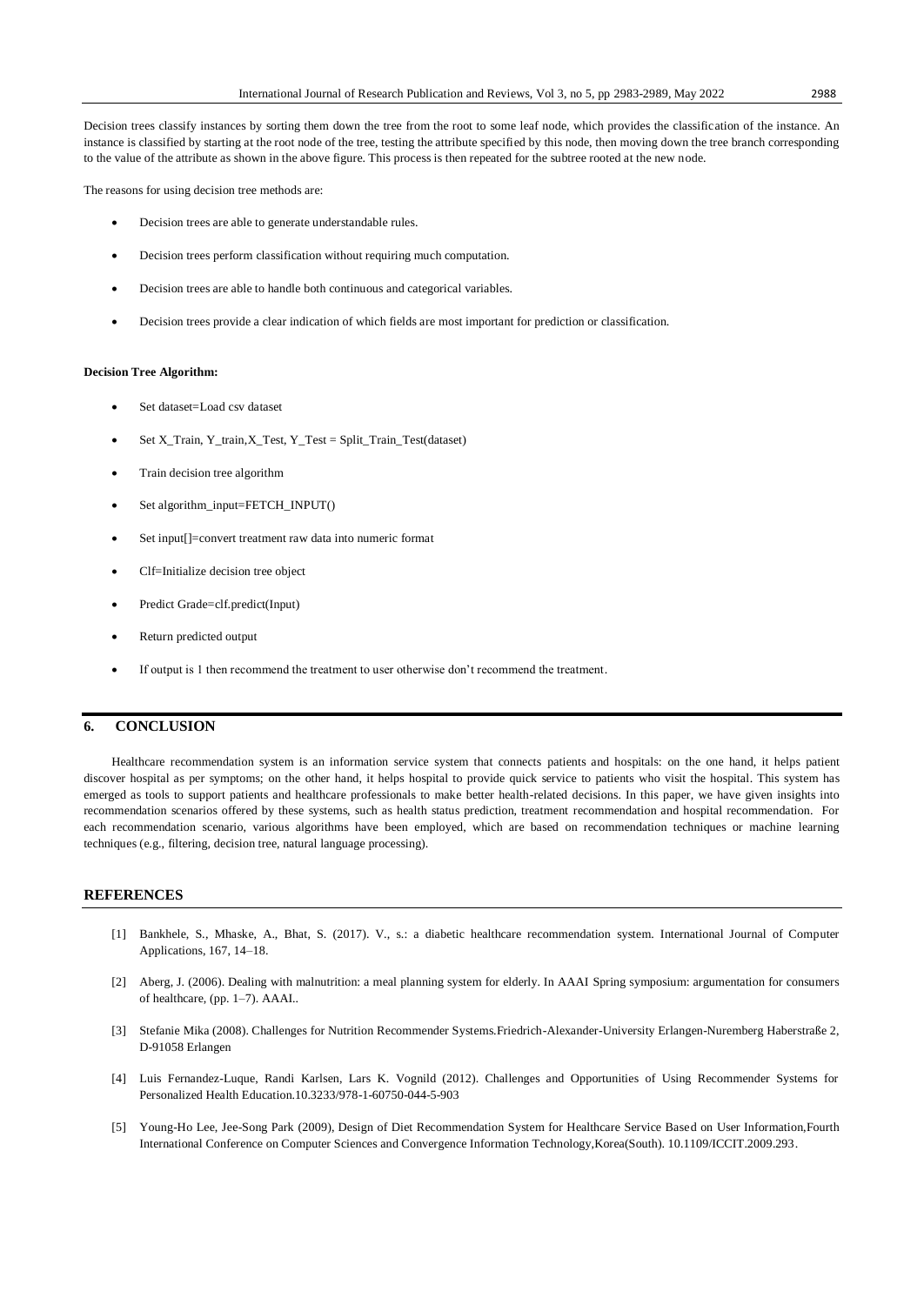Decision trees classify instances by sorting them down the tree from the root to some leaf node, which provides the classification of the instance. An instance is classified by starting at the root node of the tree, testing the attribute specified by this node, then moving down the tree branch corresponding to the value of the attribute as shown in the above figure. This process is then repeated for the subtree rooted at the new node.

The reasons for using decision tree methods are:

- Decision trees are able to generate understandable rules.
- Decision trees perform classification without requiring much computation.
- Decision trees are able to handle both continuous and categorical variables.
- Decision trees provide a clear indication of which fields are most important for prediction or classification.

**Decision Tree Algorithm:**

- Set dataset=Load csv dataset
- Set X_Train, Y_train,X_Test, Y_Test = Split_Train_Test(dataset)
- Train decision tree algorithm
- Set algorithm_input=FETCH_INPUT()
- Set input[]=convert treatment raw data into numeric format
- Clf=Initialize decision tree object
- Predict Grade=clf.predict(Input)
- Return predicted output
- If output is 1 then recommend the treatment to user otherwise don't recommend the treatment.

## 6. CONCLUSION

Healthcare recommendation system is an information service system that connects patients and hospitals: on the one hand, it helps patient discover hospital as per symptoms; on the other hand, it helps hospital to provide quick service to patients who visit the hospital. This system has emerged as tools to support patients and healthcare professionals to make better health-related decisions. In this paper, we have given insights into recommendation scenarios offered by these systems, such as health status prediction, treatment recommendation and hospital recommendation. For each recommendation scenario, various algorithms have been employed, which are based on recommendation techniques or machine learning techniques (e.g., filtering, decision tree, natural language processing).

## REFERENCES

[1] Bankhele, S., Mhaske, A., Bhat, S. (2017). V., s.: a diabetic healthcare recommendation system. International Journal of Computer Applications, 167, 14–18.

[2] Aberg, J. (2006). Dealing with malnutrition: a meal planning system for elderly. In AAAI Spring symposium: argumentation for consumers of healthcare, (pp. 1–7). AAAI..

[3] Stefanie Mika (2008). Challenges for Nutrition Recommender Systems.Friedrich-Alexander-University Erlangen-Nuremberg Haberstraße 2, D-91058 Erlangen

[4] Luis Fernandez-Luque, Randi Karlsen, Lars K. Vognild (2012). Challenges and Opportunities of Using Recommender Systems for Personalized Health Education.10.3233/978-1-60750-044-5-903

[5] Young-Ho Lee, Jee-Song Park (2009), Design of Diet Recommendation System for Healthcare Service Based on User Information,Fourth International Conference on Computer Sciences and Convergence Information Technology,Korea(South). 10.1109/ICCIT.2009.293.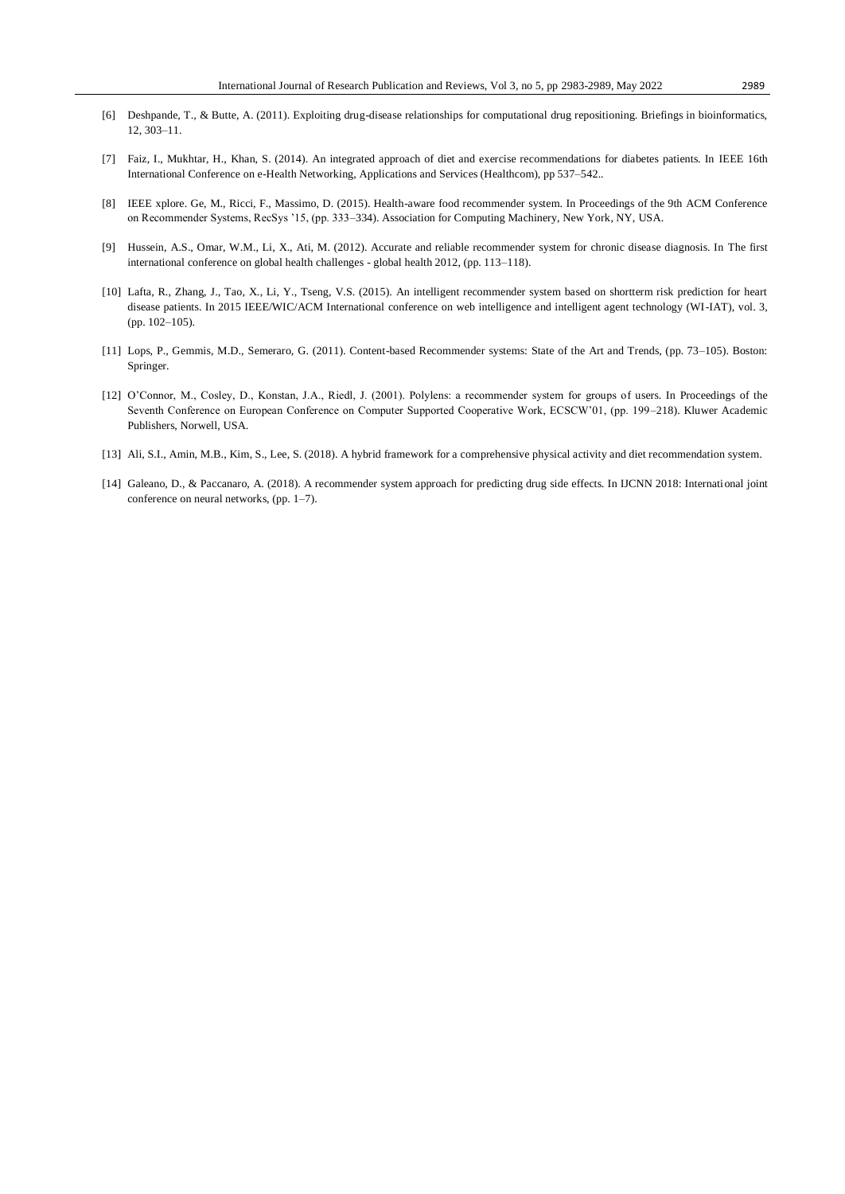[6] Deshpande, T., & Butte, A. (2011). Exploiting drug-disease relationships for computational drug repositioning. Briefings in bioinformatics, 12, 303–11.

[7] Faiz, I., Mukhtar, H., Khan, S. (2014). An integrated approach of diet and exercise recommendations for diabetes patients. In IEEE 16th International Conference on e-Health Networking, Applications and Services (Healthcom), pp 537–542..

[8] IEEE xplore. Ge, M., Ricci, F., Massimo, D. (2015). Health-aware food recommender system. In Proceedings of the 9th ACM Conference on Recommender Systems, RecSys '15, (pp. 333–334). Association for Computing Machinery, New York, NY, USA.

[9] Hussein, A.S., Omar, W.M., Li, X., Ati, M. (2012). Accurate and reliable recommender system for chronic disease diagnosis. In The first international conference on global health challenges - global health 2012, (pp. 113–118).

[10] Lafta, R., Zhang, J., Tao, X., Li, Y., Tseng, V.S. (2015). An intelligent recommender system based on shortterm risk prediction for heart disease patients. In 2015 IEEE/WIC/ACM International conference on web intelligence and intelligent agent technology (WI-IAT), vol. 3, (pp. 102–105).

[11] Lops, P., Gemmis, M.D., Semeraro, G. (2011). Content-based Recommender systems: State of the Art and Trends, (pp. 73–105). Boston: Springer.

[12] O'Connor, M., Cosley, D., Konstan, J.A., Riedl, J. (2001). Polylens: a recommender system for groups of users. In Proceedings of the Seventh Conference on European Conference on Computer Supported Cooperative Work, ECSCW'01, (pp. 199–218). Kluwer Academic Publishers, Norwell, USA.

[13] Ali, S.I., Amin, M.B., Kim, S., Lee, S. (2018). A hybrid framework for a comprehensive physical activity and diet recommendation system.

[14] Galeano, D., & Paccanaro, A. (2018). A recommender system approach for predicting drug side effects. In IJCNN 2018: International joint conference on neural networks, (pp. 1–7).